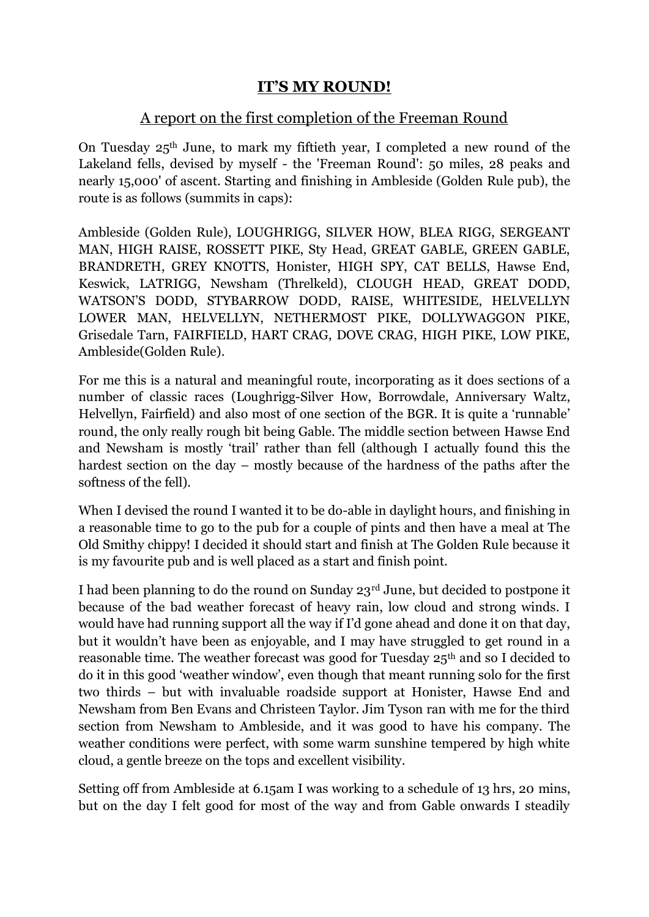# IT'S MY ROUND!

## A report on the first completion of the Freeman Round

On Tuesday 25th June, to mark my fiftieth year, I completed a new round of the Lakeland fells, devised by myself - the 'Freeman Round': 50 miles, 28 peaks and nearly 15,000' of ascent. Starting and finishing in Ambleside (Golden Rule pub), the route is as follows (summits in caps):

Ambleside (Golden Rule), LOUGHRIGG, SILVER HOW, BLEA RIGG, SERGEANT MAN, HIGH RAISE, ROSSETT PIKE, Sty Head, GREAT GABLE, GREEN GABLE, BRANDRETH, GREY KNOTTS, Honister, HIGH SPY, CAT BELLS, Hawse End, Keswick, LATRIGG, Newsham (Threlkeld), CLOUGH HEAD, GREAT DODD, WATSON'S DODD, STYBARROW DODD, RAISE, WHITESIDE, HELVELLYN LOWER MAN, HELVELLYN, NETHERMOST PIKE, DOLLYWAGGON PIKE, Grisedale Tarn, FAIRFIELD, HART CRAG, DOVE CRAG, HIGH PIKE, LOW PIKE, Ambleside(Golden Rule).

For me this is a natural and meaningful route, incorporating as it does sections of a number of classic races (Loughrigg-Silver How, Borrowdale, Anniversary Waltz, Helvellyn, Fairfield) and also most of one section of the BGR. It is quite a 'runnable' round, the only really rough bit being Gable. The middle section between Hawse End and Newsham is mostly 'trail' rather than fell (although I actually found this the hardest section on the day – mostly because of the hardness of the paths after the softness of the fell).

When I devised the round I wanted it to be do-able in daylight hours, and finishing in a reasonable time to go to the pub for a couple of pints and then have a meal at The Old Smithy chippy! I decided it should start and finish at The Golden Rule because it is my favourite pub and is well placed as a start and finish point.

I had been planning to do the round on Sunday 23rd June, but decided to postpone it because of the bad weather forecast of heavy rain, low cloud and strong winds. I would have had running support all the way if I'd gone ahead and done it on that day, but it wouldn't have been as enjoyable, and I may have struggled to get round in a reasonable time. The weather forecast was good for Tuesday 25th and so I decided to do it in this good 'weather window', even though that meant running solo for the first two thirds – but with invaluable roadside support at Honister, Hawse End and Newsham from Ben Evans and Christeen Taylor. Jim Tyson ran with me for the third section from Newsham to Ambleside, and it was good to have his company. The weather conditions were perfect, with some warm sunshine tempered by high white cloud, a gentle breeze on the tops and excellent visibility.

Setting off from Ambleside at 6.15am I was working to a schedule of 13 hrs, 20 mins, but on the day I felt good for most of the way and from Gable onwards I steadily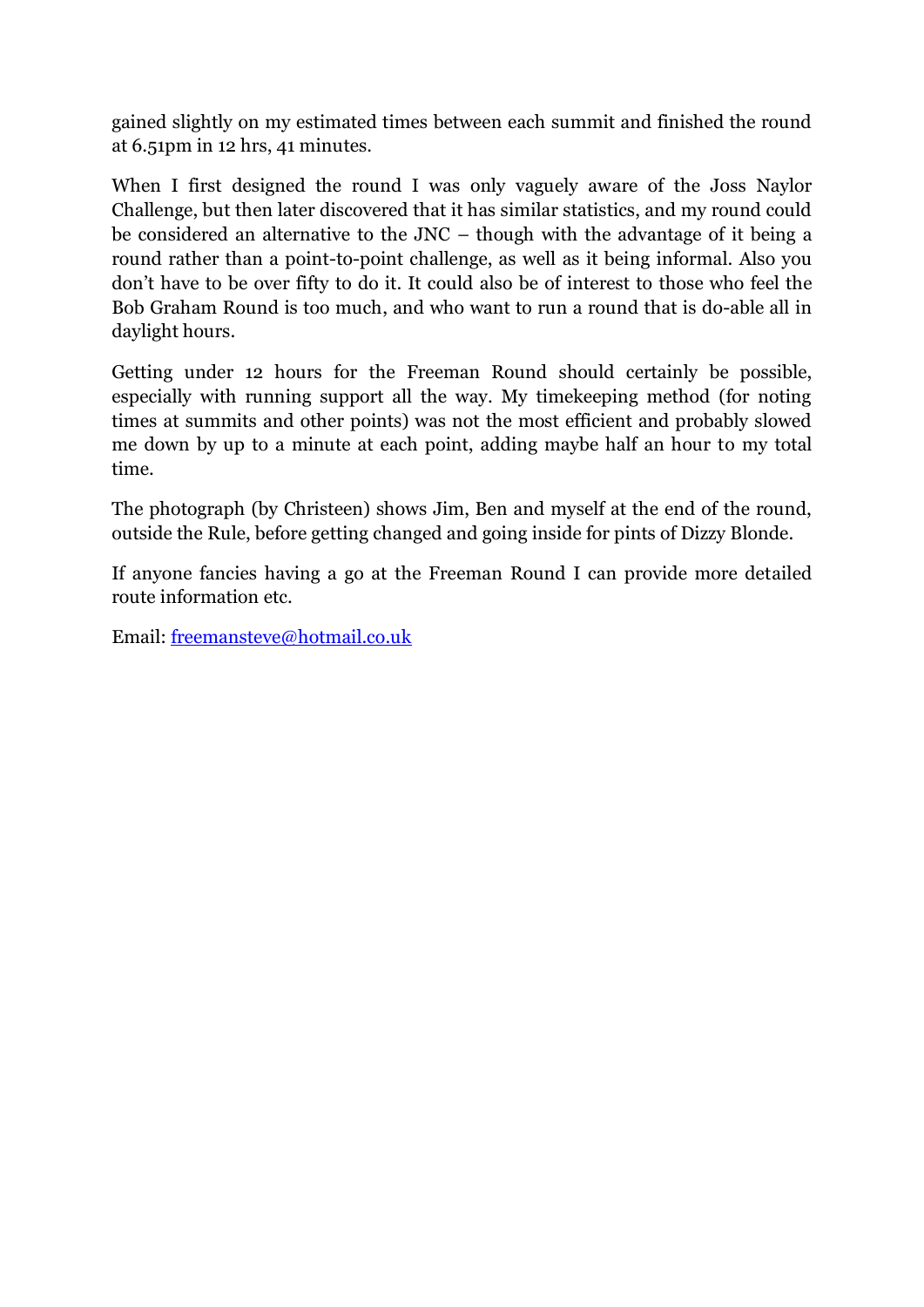gained slightly on my estimated times between each summit and finished the round at 6.51pm in 12 hrs, 41 minutes.

When I first designed the round I was only vaguely aware of the Joss Naylor Challenge, but then later discovered that it has similar statistics, and my round could be considered an alternative to the JNC – though with the advantage of it being a round rather than a point-to-point challenge, as well as it being informal. Also you don't have to be over fifty to do it. It could also be of interest to those who feel the Bob Graham Round is too much, and who want to run a round that is do-able all in daylight hours.

Getting under 12 hours for the Freeman Round should certainly be possible, especially with running support all the way. My timekeeping method (for noting times at summits and other points) was not the most efficient and probably slowed me down by up to a minute at each point, adding maybe half an hour to my total time.

The photograph (by Christeen) shows Jim, Ben and myself at the end of the round, outside the Rule, before getting changed and going inside for pints of Dizzy Blonde.

If anyone fancies having a go at the Freeman Round I can provide more detailed route information etc.

Email: [freemansteve@hotmail.co.uk](mailto:freemansteve@hotmail.co.uk)